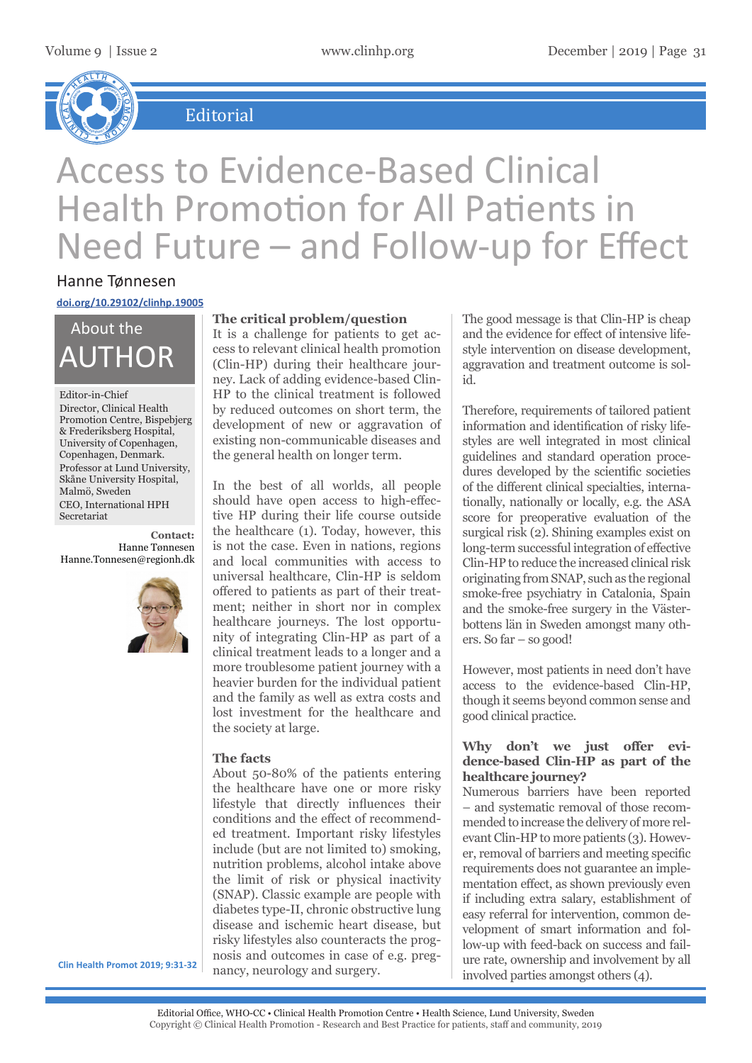Editorial

# Access to Evidence-Based Clinical Health Promotion for All Patients in Need Future – and Follow-up for Effect

Hanne Tønnesen

doi.org/10.29102/clinhp.19005

## About the AUTHOR

Editor-in-Chief
Director, Clinical Health Promotion Centre, Bispebjerg & Frederiksberg Hospital, University of Copenhagen, Copenhagen, Denmark.
Professor at Lund University, Skåne University Hospital, Malmö, Sweden
CEO, International HPH Secretariat

**Contact:**
Hanne Tønnesen
Hanne.Tonnesen@regionh.dk

### The critical problem/question

It is a challenge for patients to get access to relevant clinical health promotion (Clin-HP) during their healthcare journey. Lack of adding evidence-based Clin-HP to the clinical treatment is followed by reduced outcomes on short term, the development of new or aggravation of existing non-communicable diseases and the general health on longer term.

In the best of all worlds, all people should have open access to high-effective HP during their life course outside the healthcare (1). Today, however, this is not the case. Even in nations, regions and local communities with access to universal healthcare, Clin-HP is seldom offered to patients as part of their treatment; neither in short nor in complex healthcare journeys. The lost opportunity of integrating Clin-HP as part of a clinical treatment leads to a longer and a more troublesome patient journey with a heavier burden for the individual patient and the family as well as extra costs and lost investment for the healthcare and the society at large.

### The facts

About 50-80% of the patients entering the healthcare have one or more risky lifestyle that directly influences their conditions and the effect of recommended treatment. Important risky lifestyles include (but are not limited to) smoking, nutrition problems, alcohol intake above the limit of risk or physical inactivity (SNAP). Classic example are people with diabetes type-II, chronic obstructive lung disease and ischemic heart disease, but risky lifestyles also counteracts the prognosis and outcomes in case of e.g. pregnancy, neurology and surgery.

The good message is that Clin-HP is cheap and the evidence for effect of intensive lifestyle intervention on disease development, aggravation and treatment outcome is solid.

Therefore, requirements of tailored patient information and identification of risky lifestyles are well integrated in most clinical guidelines and standard operation procedures developed by the scientific societies of the different clinical specialties, internationally, nationally or locally, e.g. the ASA score for preoperative evaluation of the surgical risk (2). Shining examples exist on long-term successful integration of effective Clin-HP to reduce the increased clinical risk originating from SNAP, such as the regional smoke-free psychiatry in Catalonia, Spain and the smoke-free surgery in the Västerbottens län in Sweden amongst many others. So far – so good!

However, most patients in need don't have access to the evidence-based Clin-HP, though it seems beyond common sense and good clinical practice.

### Why don't we just offer evidence-based Clin-HP as part of the healthcare journey?

Numerous barriers have been reported – and systematic removal of those recommended to increase the delivery of more relevant Clin-HP to more patients (3). However, removal of barriers and meeting specific requirements does not guarantee an implementation effect, as shown previously even if including extra salary, establishment of easy referral for intervention, common development of smart information and follow-up with feed-back on success and failure rate, ownership and involvement by all involved parties amongst others (4).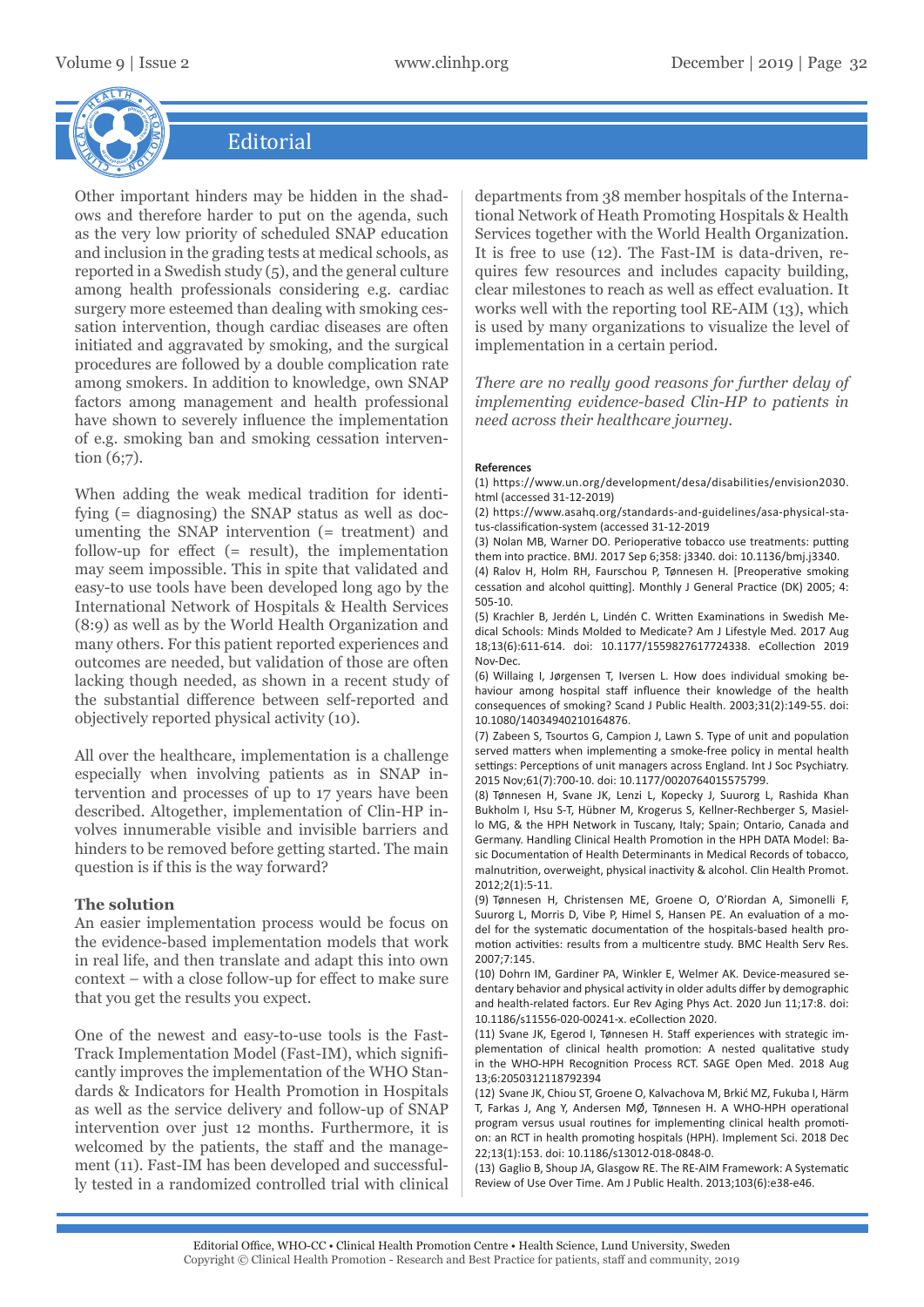Other important hinders may be hidden in the shadows and therefore harder to put on the agenda, such as the very low priority of scheduled SNAP education and inclusion in the grading tests at medical schools, as reported in a Swedish study (5), and the general culture among health professionals considering e.g. cardiac surgery more esteemed than dealing with smoking cessation intervention, though cardiac diseases are often initiated and aggravated by smoking, and the surgical procedures are followed by a double complication rate among smokers. In addition to knowledge, own SNAP factors among management and health professional have shown to severely influence the implementation of e.g. smoking ban and smoking cessation intervention (6;7).

When adding the weak medical tradition for identifying (= diagnosing) the SNAP status as well as documenting the SNAP intervention (= treatment) and follow-up for effect (= result), the implementation may seem impossible. This in spite that validated and easy-to use tools have been developed long ago by the International Network of Hospitals & Health Services (8:9) as well as by the World Health Organization and many others. For this patient reported experiences and outcomes are needed, but validation of those are often lacking though needed, as shown in a recent study of the substantial difference between self-reported and objectively reported physical activity (10).

All over the healthcare, implementation is a challenge especially when involving patients as in SNAP intervention and processes of up to 17 years have been described. Altogether, implementation of Clin-HP involves innumerable visible and invisible barriers and hinders to be removed before getting started. The main question is if this is the way forward?

### The solution

An easier implementation process would be focus on the evidence-based implementation models that work in real life, and then translate and adapt this into own context – with a close follow-up for effect to make sure that you get the results you expect.

One of the newest and easy-to-use tools is the Fast-Track Implementation Model (Fast-IM), which significantly improves the implementation of the WHO Standards & Indicators for Health Promotion in Hospitals as well as the service delivery and follow-up of SNAP intervention over just 12 months. Furthermore, it is welcomed by the patients, the staff and the management (11). Fast-IM has been developed and successfully tested in a randomized controlled trial with clinical departments from 38 member hospitals of the International Network of Heath Promoting Hospitals & Health Services together with the World Health Organization. It is free to use (12). The Fast-IM is data-driven, requires few resources and includes capacity building, clear milestones to reach as well as effect evaluation. It works well with the reporting tool RE-AIM (13), which is used by many organizations to visualize the level of implementation in a certain period.

*There are no really good reasons for further delay of implementing evidence-based Clin-HP to patients in need across their healthcare journey.*

#### References

(1) https://www.un.org/development/desa/disabilities/envision2030.html (accessed 31-12-2019)

(2) https://www.asahq.org/standards-and-guidelines/asa-physical-status-classification-system (accessed 31-12-2019

(3) Nolan MB, Warner DO. Perioperative tobacco use treatments: putting them into practice. BMJ. 2017 Sep 6;358: j3340. doi: 10.1136/bmj.j3340.

(4) Ralov H, Holm RH, Faurschou P, Tønnesen H. [Preoperative smoking cessation and alcohol quitting]. Monthly J General Practice (DK) 2005; 4: 505-10.

(5) Krachler B, Jerdén L, Lindén C. Written Examinations in Swedish Medical Schools: Minds Molded to Medicate? Am J Lifestyle Med. 2017 Aug 18;13(6):611-614. doi: 10.1177/1559827617724338. eCollection 2019 Nov-Dec.

(6) Willaing I, Jørgensen T, Iversen L. How does individual smoking behaviour among hospital staff influence their knowledge of the health consequences of smoking? Scand J Public Health. 2003;31(2):149-55. doi: 10.1080/14034940210164876.

(7) Zabeen S, Tsourtos G, Campion J, Lawn S. Type of unit and population served matters when implementing a smoke-free policy in mental health settings: Perceptions of unit managers across England. Int J Soc Psychiatry. 2015 Nov;61(7):700-10. doi: 10.1177/0020764015575799.

(8) Tønnesen H, Svane JK, Lenzi L, Kopecky J, Suurorg L, Rashida Khan Bukholm I, Hsu S-T, Hübner M, Krogerus S, Kellner-Rechberger S, Masiello MG, & the HPH Network in Tuscany, Italy; Spain; Ontario, Canada and Germany. Handling Clinical Health Promotion in the HPH DATA Model: Basic Documentation of Health Determinants in Medical Records of tobacco, malnutrition, overweight, physical inactivity & alcohol. Clin Health Promot. 2012;2(1):5-11.

(9) Tønnesen H, Christensen ME, Groene O, O'Riordan A, Simonelli F, Suurorg L, Morris D, Vibe P, Himel S, Hansen PE. An evaluation of a model for the systematic documentation of the hospitals-based health promotion activities: results from a multicentre study. BMC Health Serv Res. 2007;7:145.

(10) Dohrn IM, Gardiner PA, Winkler E, Welmer AK. Device-measured sedentary behavior and physical activity in older adults differ by demographic and health-related factors. Eur Rev Aging Phys Act. 2020 Jun 11;17:8. doi: 10.1186/s11556-020-00241-x. eCollection 2020.

(11) Svane JK, Egerod I, Tønnesen H. Staff experiences with strategic implementation of clinical health promotion: A nested qualitative study in the WHO-HPH Recognition Process RCT. SAGE Open Med. 2018 Aug 13;6:2050312118792394

(12) Svane JK, Chiou ST, Groene O, Kalvachova M, Brkić MZ, Fukuba I, Härm T, Farkas J, Ang Y, Andersen MØ, Tønnesen H. A WHO-HPH operational program versus usual routines for implementing clinical health promotion: an RCT in health promoting hospitals (HPH). Implement Sci. 2018 Dec 22;13(1):153. doi: 10.1186/s13012-018-0848-0.

(13) Gaglio B, Shoup JA, Glasgow RE. The RE-AIM Framework: A Systematic Review of Use Over Time. Am J Public Health. 2013;103(6):e38-e46.